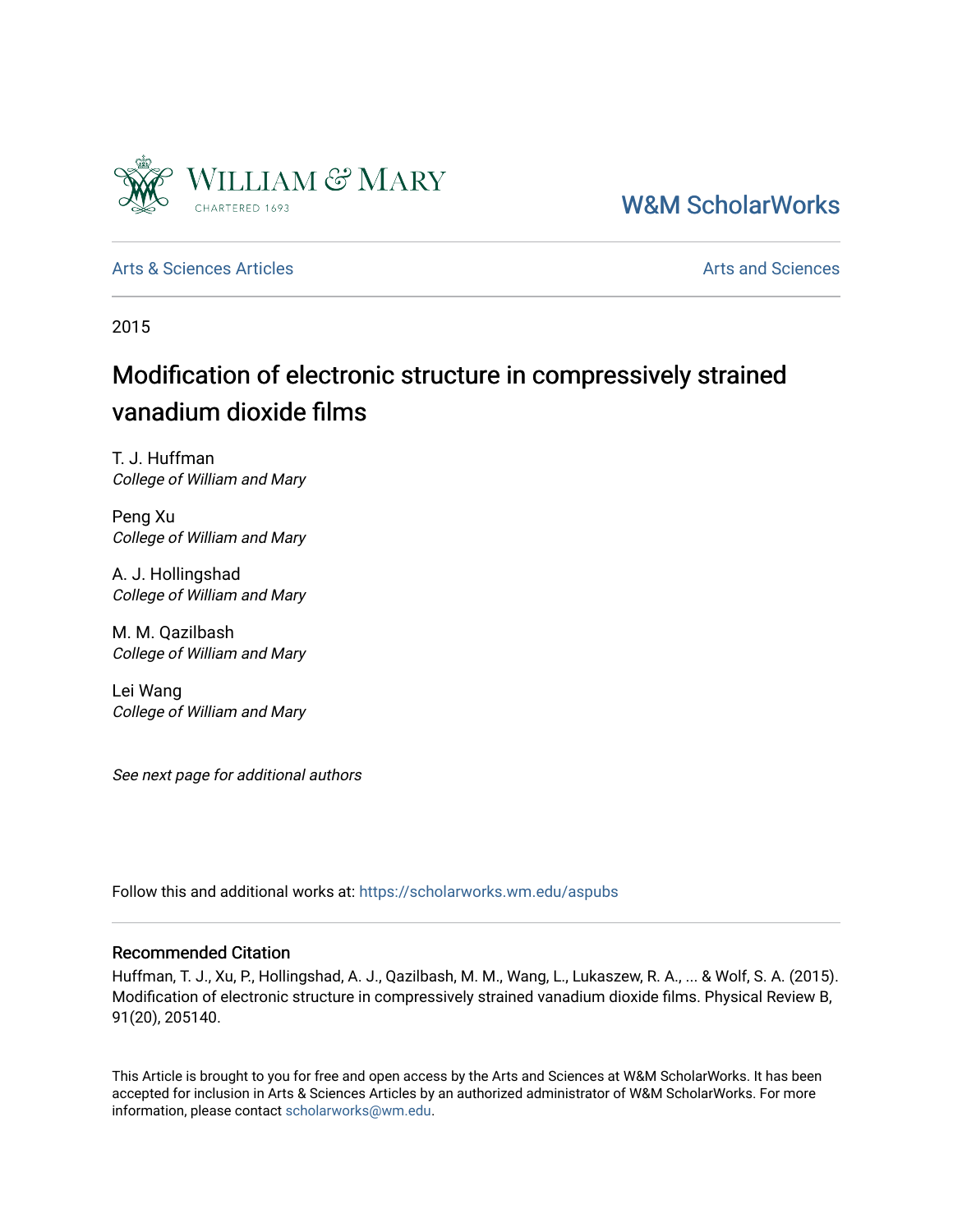William & Mary

CHARTERED 1693

W&M ScholarWorks

Arts & Sciences Articles

Arts and Sciences

2015

# Modification of electronic structure in compressively strained vanadium dioxide films

T. J. Huffman
*College of William and Mary*

Peng Xu
*College of William and Mary*

A. J. Hollingshad
*College of William and Mary*

M. M. Qazilbash
*College of William and Mary*

Lei Wang
*College of William and Mary*

*See next page for additional authors*

Follow this and additional works at: https://scholarworks.wm.edu/aspubs

## Recommended Citation

Huffman, T. J., Xu, P., Hollingshad, A. J., Qazilbash, M. M., Wang, L., Lukaszew, R. A., ... & Wolf, S. A. (2015). Modification of electronic structure in compressively strained vanadium dioxide films. Physical Review B, 91(20), 205140.

This Article is brought to you for free and open access by the Arts and Sciences at W&M ScholarWorks. It has been accepted for inclusion in Arts & Sciences Articles by an authorized administrator of W&M ScholarWorks. For more information, please contact scholarworks@wm.edu.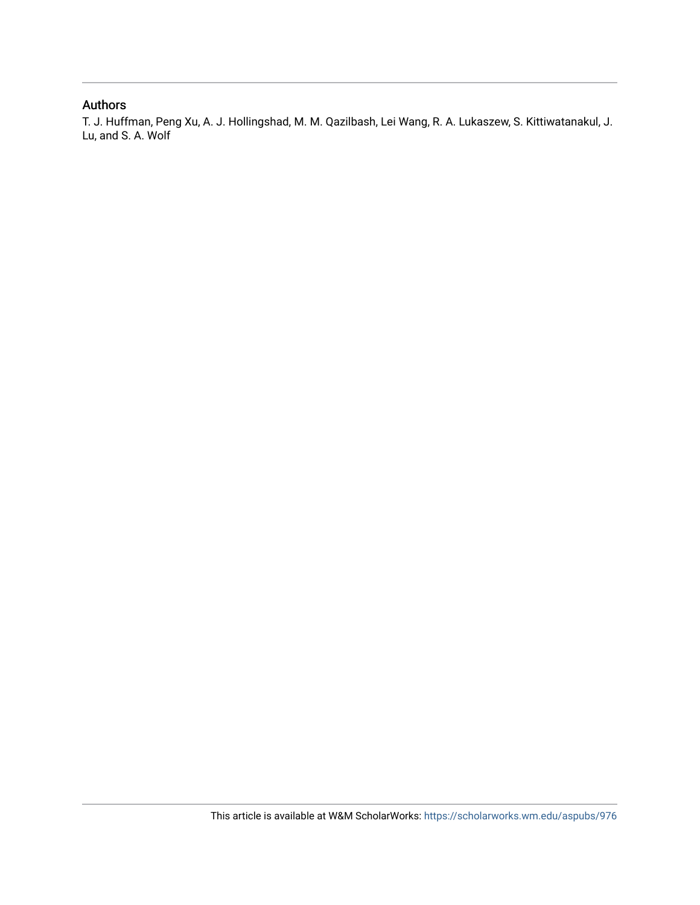## Authors

T. J. Huffman, Peng Xu, A. J. Hollingshad, M. M. Qazilbash, Lei Wang, R. A. Lukaszew, S. Kittiwatanakul, J. Lu, and S. A. Wolf

This article is available at W&M ScholarWorks: https://scholarworks.wm.edu/aspubs/976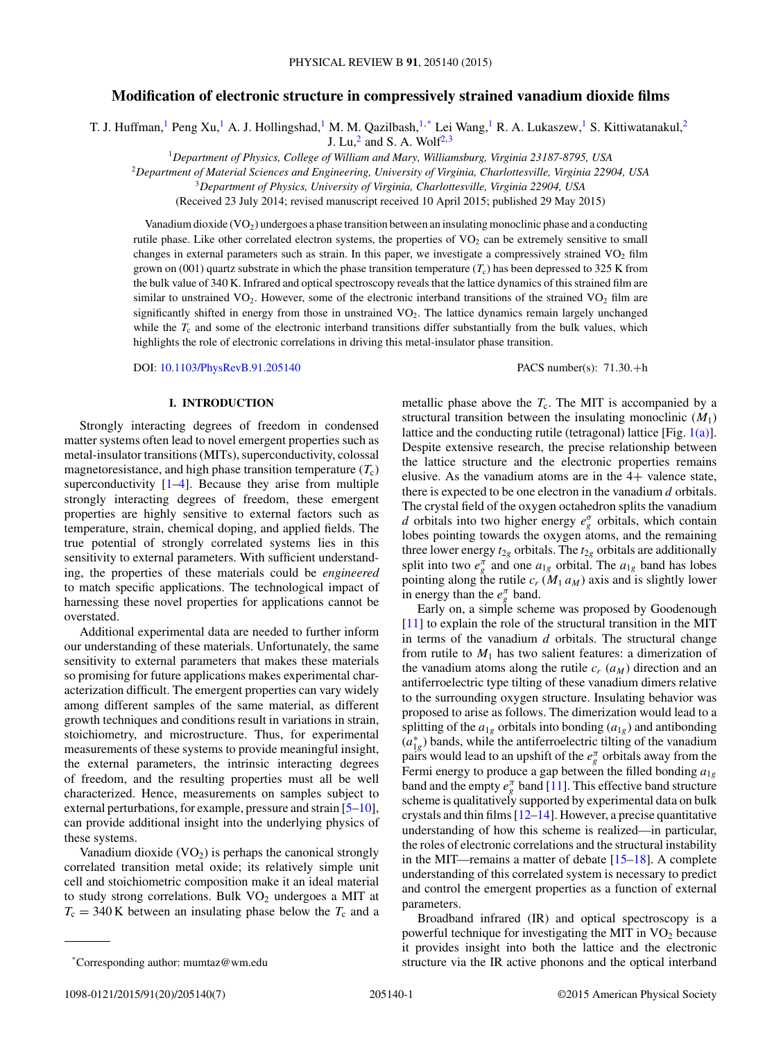# Modification of electronic structure in compressively strained vanadium dioxide films

T. J. Huffman,[1] Peng Xu,[1] A. J. Hollingshad,[1] M. M. Qazilbash,[1,*] Lei Wang,[1] R. A. Lukaszew,[1] S. Kittiwatanakul,[2] J. Lu,[2] and S. A. Wolf[2,3]

[1]*Department of Physics, College of William and Mary, Williamsburg, Virginia 23187-8795, USA*

[2]*Department of Material Sciences and Engineering, University of Virginia, Charlottesville, Virginia 22904, USA*

[3]*Department of Physics, University of Virginia, Charlottesville, Virginia 22904, USA*

(Received 23 July 2014; revised manuscript received 10 April 2015; published 29 May 2015)

Vanadium dioxide ($VO_2$) undergoes a phase transition between an insulating monoclinic phase and a conducting rutile phase. Like other correlated electron systems, the properties of $VO_2$ can be extremely sensitive to small changes in external parameters such as strain. In this paper, we investigate a compressively strained $VO_2$ film grown on (001) quartz substrate in which the phase transition temperature ($T_c$) has been depressed to 325 K from the bulk value of 340 K. Infrared and optical spectroscopy reveals that the lattice dynamics of this strained film are similar to unstrained $VO_2$. However, some of the electronic interband transitions of the strained $VO_2$ film are significantly shifted in energy from those in unstrained $VO_2$. The lattice dynamics remain largely unchanged while the $T_c$ and some of the electronic interband transitions differ substantially from the bulk values, which highlights the role of electronic correlations in driving this metal-insulator phase transition.

DOI: 10.1103/PhysRevB.91.205140    PACS number(s): 71.30.+h

## I. INTRODUCTION

Strongly interacting degrees of freedom in condensed matter systems often lead to novel emergent properties such as metal-insulator transitions (MITs), superconductivity, colossal magnetoresistance, and high phase transition temperature ($T_c$) superconductivity [1–4]. Because they arise from multiple strongly interacting degrees of freedom, these emergent properties are highly sensitive to external factors such as temperature, strain, chemical doping, and applied fields. The true potential of strongly correlated systems lies in this sensitivity to external parameters. With sufficient understanding, the properties of these materials could be *engineered* to match specific applications. The technological impact of harnessing these novel properties for applications cannot be overstated.

Additional experimental data are needed to further inform our understanding of these materials. Unfortunately, the same sensitivity to external parameters that makes these materials so promising for future applications makes experimental characterization difficult. The emergent properties can vary widely among different samples of the same material, as different growth techniques and conditions result in variations in strain, stoichiometry, and microstructure. Thus, for experimental measurements of these systems to provide meaningful insight, the external parameters, the intrinsic interacting degrees of freedom, and the resulting properties must all be well characterized. Hence, measurements on samples subject to external perturbations, for example, pressure and strain [5–10], can provide additional insight into the underlying physics of these systems.

Vanadium dioxide ($VO_2$) is perhaps the canonical strongly correlated transition metal oxide; its relatively simple unit cell and stoichiometric composition make it an ideal material to study strong correlations. Bulk $VO_2$ undergoes a MIT at $T_c = 340$ K between an insulating phase below the $T_c$ and a metallic phase above the $T_c$. The MIT is accompanied by a structural transition between the insulating monoclinic ($M_1$) lattice and the conducting rutile (tetragonal) lattice [Fig. 1(a)]. Despite extensive research, the precise relationship between the lattice structure and the electronic properties remains elusive. As the vanadium atoms are in the 4+ valence state, there is expected to be one electron in the vanadium $d$ orbitals. The crystal field of the oxygen octahedron splits the vanadium $d$ orbitals into two higher energy $e_g^\sigma$ orbitals, which contain lobes pointing towards the oxygen atoms, and the remaining three lower energy $t_{2g}$ orbitals. The $t_{2g}$ orbitals are additionally split into two $e_g^\pi$ and one $a_{1g}$ orbital. The $a_{1g}$ band has lobes pointing along the rutile $c_r$ ($M_1$ $a_M$) axis and is slightly lower in energy than the $e_g^\pi$ band.

Early on, a simple scheme was proposed by Goodenough [11] to explain the role of the structural transition in the MIT in terms of the vanadium $d$ orbitals. The structural change from rutile to $M_1$ has two salient features: a dimerization of the vanadium atoms along the rutile $c_r$ ($a_M$) direction and an antiferroelectric type tilting of these vanadium dimers relative to the surrounding oxygen structure. Insulating behavior was proposed to arise as follows. The dimerization would lead to a splitting of the $a_{1g}$ orbitals into bonding ($a_{1g}$) and antibonding ($a_{1g}^*$) bands, while the antiferroelectric tilting of the vanadium pairs would lead to an upshift of the $e_g^\pi$ orbitals away from the Fermi energy to produce a gap between the filled bonding $a_{1g}$ band and the empty $e_g^\pi$ band [11]. This effective band structure scheme is qualitatively supported by experimental data on bulk crystals and thin films [12–14]. However, a precise quantitative understanding of how this scheme is realized—in particular, the roles of electronic correlations and the structural instability in the MIT—remains a matter of debate [15–18]. A complete understanding of this correlated system is necessary to predict and control the emergent properties as a function of external parameters.

Broadband infrared (IR) and optical spectroscopy is a powerful technique for investigating the MIT in $VO_2$ because it provides insight into both the lattice and the electronic structure via the IR active phonons and the optical interband

*Corresponding author: mumtaz@wm.edu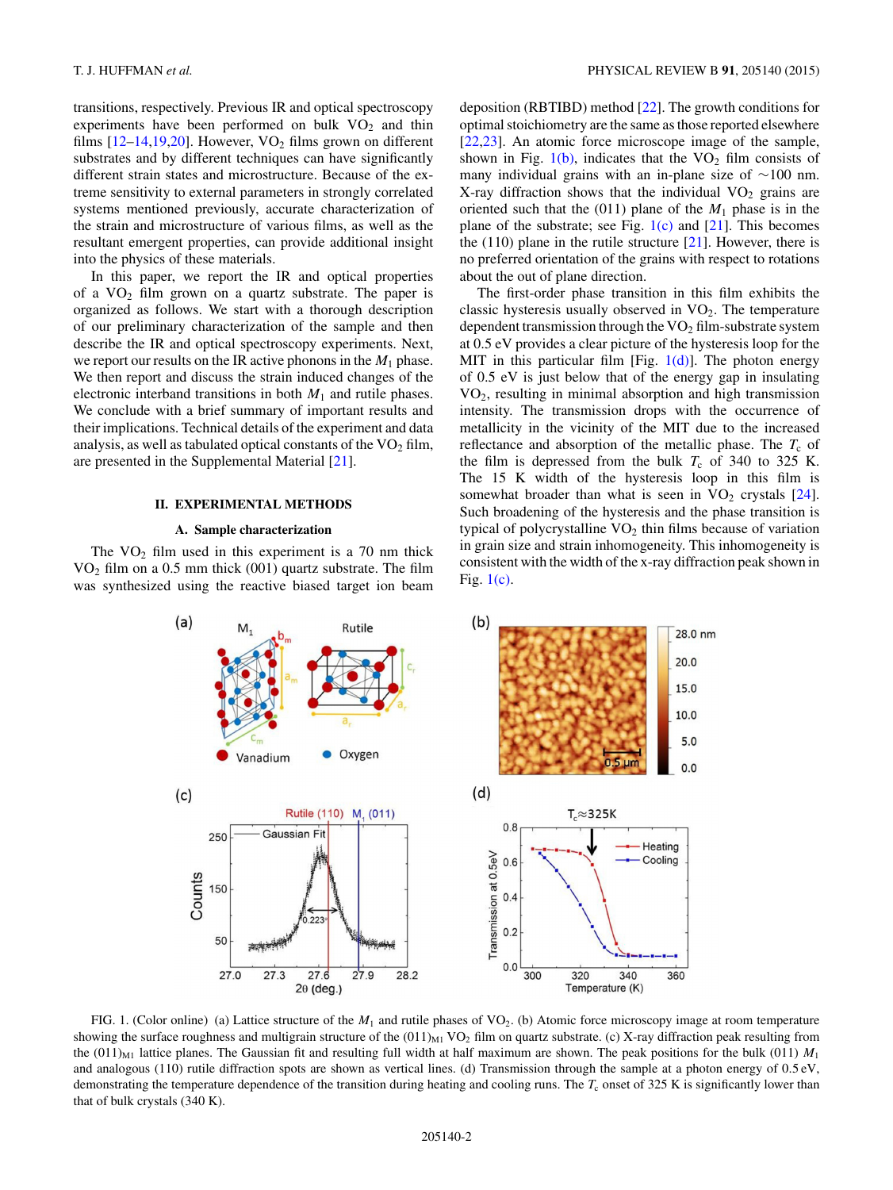transitions, respectively. Previous IR and optical spectroscopy experiments have been performed on bulk $VO_2$ and thin films [12–14,19,20]. However, $VO_2$ films grown on different substrates and by different techniques can have significantly different strain states and microstructure. Because of the extreme sensitivity to external parameters in strongly correlated systems mentioned previously, accurate characterization of the strain and microstructure of various films, as well as the resultant emergent properties, can provide additional insight into the physics of these materials.

In this paper, we report the IR and optical properties of a $VO_2$ film grown on a quartz substrate. The paper is organized as follows. We start with a thorough description of our preliminary characterization of the sample and then describe the IR and optical spectroscopy experiments. Next, we report our results on the IR active phonons in the $M_1$ phase. We then report and discuss the strain induced changes of the electronic interband transitions in both $M_1$ and rutile phases. We conclude with a brief summary of important results and their implications. Technical details of the experiment and data analysis, as well as tabulated optical constants of the $VO_2$ film, are presented in the Supplemental Material [21].

## II. EXPERIMENTAL METHODS

### A. Sample characterization

The $VO_2$ film used in this experiment is a 70 nm thick $VO_2$ film on a 0.5 mm thick (001) quartz substrate. The film was synthesized using the reactive biased target ion beam deposition (RBTIBD) method [22]. The growth conditions for optimal stoichiometry are the same as those reported elsewhere [22,23]. An atomic force microscope image of the sample, shown in Fig. 1(b), indicates that the $VO_2$ film consists of many individual grains with an in-plane size of ~100 nm. X-ray diffraction shows that the individual $VO_2$ grains are oriented such that the (011) plane of the $M_1$ phase is in the plane of the substrate; see Fig. 1(c) and [21]. This becomes the (110) plane in the rutile structure [21]. However, there is no preferred orientation of the grains with respect to rotations about the out of plane direction.

The first-order phase transition in this film exhibits the classic hysteresis usually observed in $VO_2$. The temperature dependent transmission through the $VO_2$ film-substrate system at 0.5 eV provides a clear picture of the hysteresis loop for the MIT in this particular film [Fig. 1(d)]. The photon energy of 0.5 eV is just below that of the energy gap in insulating $VO_2$, resulting in minimal absorption and high transmission intensity. The transmission drops with the occurrence of metallicity in the vicinity of the MIT due to the increased reflectance and absorption of the metallic phase. The $T_c$ of the film is depressed from the bulk $T_c$ of 340 to 325 K. The 15 K width of the hysteresis loop in this film is somewhat broader than what is seen in $VO_2$ crystals [24]. Such broadening of the hysteresis and the phase transition is typical of polycrystalline $VO_2$ thin films because of variation in grain size and strain inhomogeneity. This inhomogeneity is consistent with the width of the x-ray diffraction peak shown in Fig. 1(c).

FIG. 1. (Color online) (a) Lattice structure of the $M_1$ and rutile phases of $VO_2$. (b) Atomic force microscopy image at room temperature showing the surface roughness and multigrain structure of the $(011)_{M1}$ $VO_2$ film on quartz substrate. (c) X-ray diffraction peak resulting from the $(011)_{M1}$ lattice planes. The Gaussian fit and resulting full width at half maximum are shown. The peak positions for the bulk (011) $M_1$ and analogous (110) rutile diffraction spots are shown as vertical lines. (d) Transmission through the sample at a photon energy of 0.5 eV, demonstrating the temperature dependence of the transition during heating and cooling runs. The $T_c$ onset of 325 K is significantly lower than that of bulk crystals (340 K).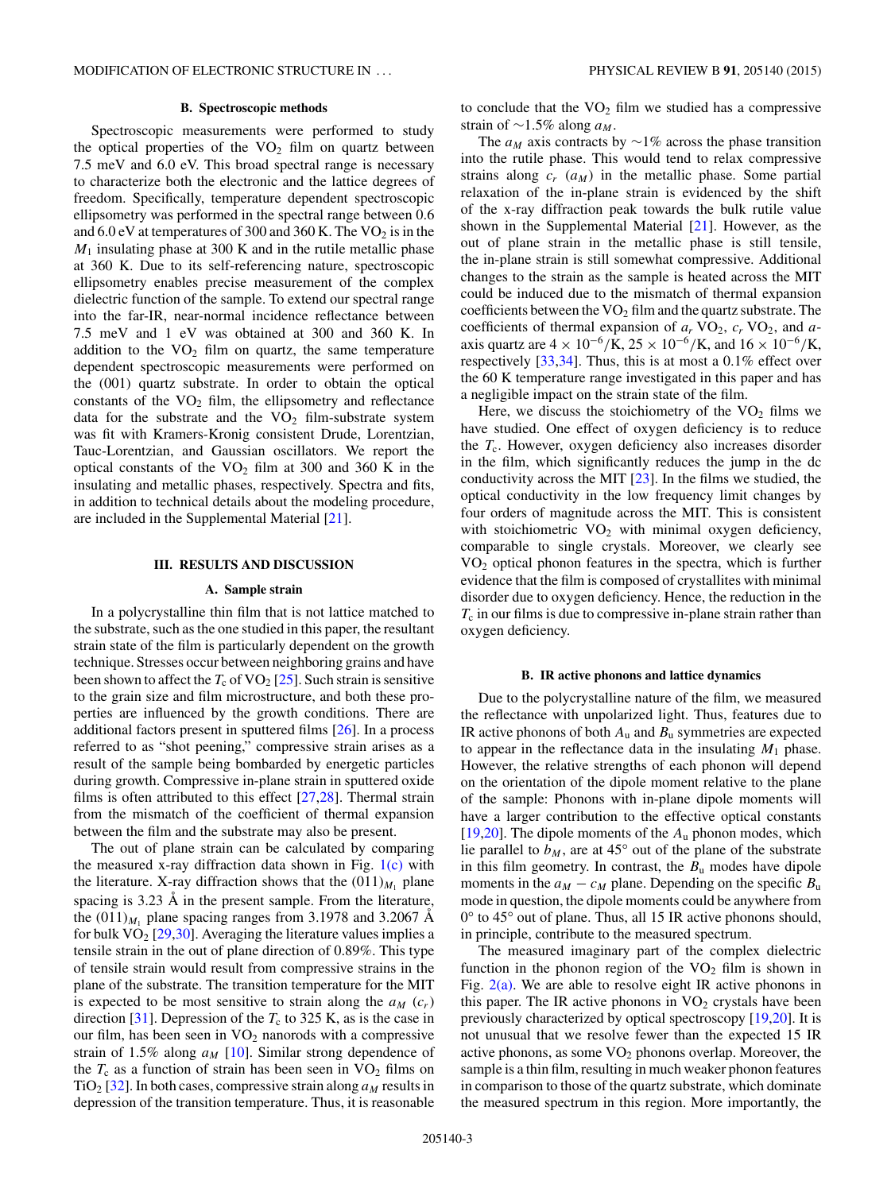### B. Spectroscopic methods

Spectroscopic measurements were performed to study the optical properties of the $VO_2$ film on quartz between 7.5 meV and 6.0 eV. This broad spectral range is necessary to characterize both the electronic and the lattice degrees of freedom. Specifically, temperature dependent spectroscopic ellipsometry was performed in the spectral range between 0.6 and 6.0 eV at temperatures of 300 and 360 K. The $VO_2$ is in the $M_1$ insulating phase at 300 K and in the rutile metallic phase at 360 K. Due to its self-referencing nature, spectroscopic ellipsometry enables precise measurement of the complex dielectric function of the sample. To extend our spectral range into the far-IR, near-normal incidence reflectance between 7.5 meV and 1 eV was obtained at 300 and 360 K. In addition to the $VO_2$ film on quartz, the same temperature dependent spectroscopic measurements were performed on the (001) quartz substrate. In order to obtain the optical constants of the $VO_2$ film, the ellipsometry and reflectance data for the substrate and the $VO_2$ film-substrate system was fit with Kramers-Kronig consistent Drude, Lorentzian, Tauc-Lorentzian, and Gaussian oscillators. We report the optical constants of the $VO_2$ film at 300 and 360 K in the insulating and metallic phases, respectively. Spectra and fits, in addition to technical details about the modeling procedure, are included in the Supplemental Material [21].

## III. RESULTS AND DISCUSSION

### A. Sample strain

In a polycrystalline thin film that is not lattice matched to the substrate, such as the one studied in this paper, the resultant strain state of the film is particularly dependent on the growth technique. Stresses occur between neighboring grains and have been shown to affect the $T_c$ of $VO_2$ [25]. Such strain is sensitive to the grain size and film microstructure, and both these properties are influenced by the growth conditions. There are additional factors present in sputtered films [26]. In a process referred to as "shot peening," compressive strain arises as a result of the sample being bombarded by energetic particles during growth. Compressive in-plane strain in sputtered oxide films is often attributed to this effect [27,28]. Thermal strain from the mismatch of the coefficient of thermal expansion between the film and the substrate may also be present.

The out of plane strain can be calculated by comparing the measured x-ray diffraction data shown in Fig. 1(c) with the literature. X-ray diffraction shows that the $(011)_{M_1}$ plane spacing is 3.23 Å in the present sample. From the literature, the $(011)_{M_1}$ plane spacing ranges from 3.1978 and 3.2067 Å for bulk $VO_2$ [29,30]. Averaging the literature values implies a tensile strain in the out of plane direction of 0.89%. This type of tensile strain would result from compressive strains in the plane of the substrate. The transition temperature for the MIT is expected to be most sensitive to strain along the $a_M$ ($c_r$) direction [31]. Depression of the $T_c$ to 325 K, as is the case in our film, has been seen in $VO_2$ nanorods with a compressive strain of 1.5% along $a_M$ [10]. Similar strong dependence of the $T_c$ as a function of strain has been seen in $VO_2$ films on $TiO_2$ [32]. In both cases, compressive strain along $a_M$ results in depression of the transition temperature. Thus, it is reasonable to conclude that the $VO_2$ film we studied has a compressive strain of ~1.5% along $a_M$.

The $a_M$ axis contracts by ~1% across the phase transition into the rutile phase. This would tend to relax compressive strains along $c_r$ ($a_M$) in the metallic phase. Some partial relaxation of the in-plane strain is evidenced by the shift of the x-ray diffraction peak towards the bulk rutile value shown in the Supplemental Material [21]. However, as the out of plane strain in the metallic phase is still tensile, the in-plane strain is still somewhat compressive. Additional changes to the strain as the sample is heated across the MIT could be induced due to the mismatch of thermal expansion coefficients between the $VO_2$ film and the quartz substrate. The coefficients of thermal expansion of $a_r$ $VO_2$, $c_r$ $VO_2$, and $a$-axis quartz are $4 \times 10^{-6}$/K, $25 \times 10^{-6}$/K, and $16 \times 10^{-6}$/K, respectively [33,34]. Thus, this is at most a 0.1% effect over the 60 K temperature range investigated in this paper and has a negligible impact on the strain state of the film.

Here, we discuss the stoichiometry of the $VO_2$ films we have studied. One effect of oxygen deficiency is to reduce the $T_c$. However, oxygen deficiency also increases disorder in the film, which significantly reduces the jump in the dc conductivity across the MIT [23]. In the films we studied, the optical conductivity in the low frequency limit changes by four orders of magnitude across the MIT. This is consistent with stoichiometric $VO_2$ with minimal oxygen deficiency, comparable to single crystals. Moreover, we clearly see $VO_2$ optical phonon features in the spectra, which is further evidence that the film is composed of crystallites with minimal disorder due to oxygen deficiency. Hence, the reduction in the $T_c$ in our films is due to compressive in-plane strain rather than oxygen deficiency.

### B. IR active phonons and lattice dynamics

Due to the polycrystalline nature of the film, we measured the reflectance with unpolarized light. Thus, features due to IR active phonons of both $A_u$ and $B_u$ symmetries are expected to appear in the reflectance data in the insulating $M_1$ phase. However, the relative strengths of each phonon will depend on the orientation of the dipole moment relative to the plane of the sample: Phonons with in-plane dipole moments will have a larger contribution to the effective optical constants [19,20]. The dipole moments of the $A_u$ phonon modes, which lie parallel to $b_M$, are at 45° out of the plane of the substrate in this film geometry. In contrast, the $B_u$ modes have dipole moments in the $a_M - c_M$ plane. Depending on the specific $B_u$ mode in question, the dipole moments could be anywhere from 0° to 45° out of plane. Thus, all 15 IR active phonons should, in principle, contribute to the measured spectrum.

The measured imaginary part of the complex dielectric function in the phonon region of the $VO_2$ film is shown in Fig. 2(a). We are able to resolve eight IR active phonons in this paper. The IR active phonons in $VO_2$ crystals have been previously characterized by optical spectroscopy [19,20]. It is not unusual that we resolve fewer than the expected 15 IR active phonons, as some $VO_2$ phonons overlap. Moreover, the sample is a thin film, resulting in much weaker phonon features in comparison to those of the quartz substrate, which dominate the measured spectrum in this region. More importantly, the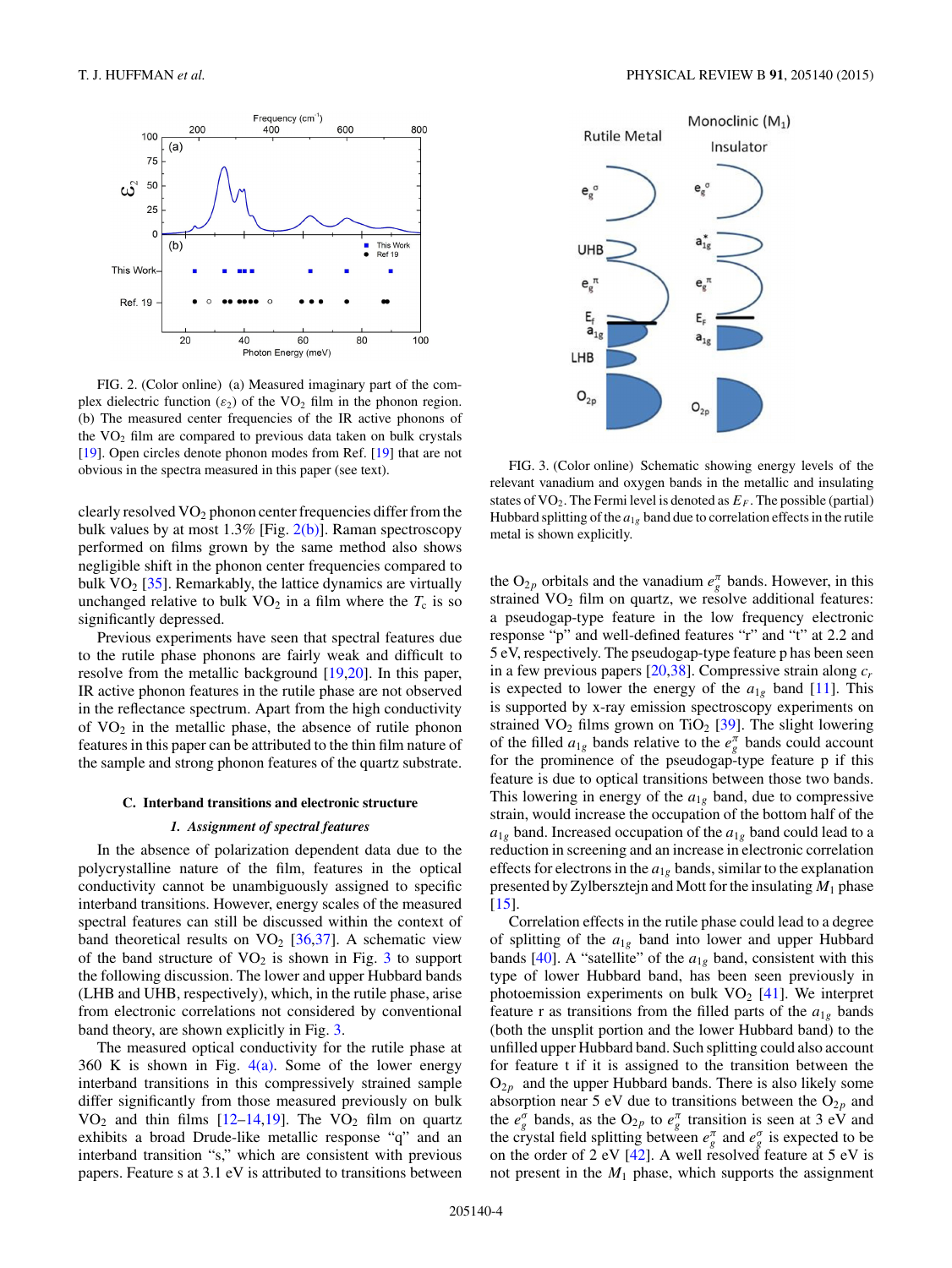FIG. 2. (Color online) (a) Measured imaginary part of the complex dielectric function ($\varepsilon_2$) of the $VO_2$ film in the phonon region. (b) The measured center frequencies of the IR active phonons of the $VO_2$ film are compared to previous data taken on bulk crystals [19]. Open circles denote phonon modes from Ref. [19] that are not obvious in the spectra measured in this paper (see text).

clearly resolved $VO_2$ phonon center frequencies differ from the bulk values by at most 1.3% [Fig. 2(b)]. Raman spectroscopy performed on films grown by the same method also shows negligible shift in the phonon center frequencies compared to bulk $VO_2$ [35]. Remarkably, the lattice dynamics are virtually unchanged relative to bulk $VO_2$ in a film where the $T_c$ is so significantly depressed.

Previous experiments have seen that spectral features due to the rutile phase phonons are fairly weak and difficult to resolve from the metallic background [19,20]. In this paper, IR active phonon features in the rutile phase are not observed in the reflectance spectrum. Apart from the high conductivity of $VO_2$ in the metallic phase, the absence of rutile phonon features in this paper can be attributed to the thin film nature of the sample and strong phonon features of the quartz substrate.

### C. Interband transitions and electronic structure

#### 1. Assignment of spectral features

In the absence of polarization dependent data due to the polycrystalline nature of the film, features in the optical conductivity cannot be unambiguously assigned to specific interband transitions. However, energy scales of the measured spectral features can still be discussed within the context of band theoretical results on $VO_2$ [36,37]. A schematic view of the band structure of $VO_2$ is shown in Fig. 3 to support the following discussion. The lower and upper Hubbard bands (LHB and UHB, respectively), which, in the rutile phase, arise from electronic correlations not considered by conventional band theory, are shown explicitly in Fig. 3.

The measured optical conductivity for the rutile phase at 360 K is shown in Fig. 4(a). Some of the lower energy interband transitions in this compressively strained sample differ significantly from those measured previously on bulk $VO_2$ and thin films [12–14,19]. The $VO_2$ film on quartz exhibits a broad Drude-like metallic response "q" and an interband transition "s," which are consistent with previous papers. Feature s at 3.1 eV is attributed to transitions between the $O_{2p}$ orbitals and the vanadium $e_g^{\pi}$ bands. However, in this strained $VO_2$ film on quartz, we resolve additional features: a pseudogap-type feature in the low frequency electronic response "p" and well-defined features "r" and "t" at 2.2 and 5 eV, respectively. The pseudogap-type feature p has been seen in a few previous papers [20,38]. Compressive strain along $c_r$ is expected to lower the energy of the $a_{1g}$ band [11]. This is supported by x-ray emission spectroscopy experiments on strained $VO_2$ films grown on $TiO_2$ [39]. The slight lowering of the filled $a_{1g}$ bands relative to the $e_g^{\pi}$ bands could account for the prominence of the pseudogap-type feature p if this feature is due to optical transitions between those two bands. This lowering in energy of the $a_{1g}$ band, due to compressive strain, would increase the occupation of the bottom half of the $a_{1g}$ band. Increased occupation of the $a_{1g}$ band could lead to a reduction in screening and an increase in electronic correlation effects for electrons in the $a_{1g}$ bands, similar to the explanation presented by Zylbersztejn and Mott for the insulating $M_1$ phase [15].

FIG. 3. (Color online) Schematic showing energy levels of the relevant vanadium and oxygen bands in the metallic and insulating states of $VO_2$. The Fermi level is denoted as $E_F$. The possible (partial) Hubbard splitting of the $a_{1g}$ band due to correlation effects in the rutile metal is shown explicitly.

Correlation effects in the rutile phase could lead to a degree of splitting of the $a_{1g}$ band into lower and upper Hubbard bands [40]. A "satellite" of the $a_{1g}$ band, consistent with this type of lower Hubbard band, has been seen previously in photoemission experiments on bulk $VO_2$ [41]. We interpret feature r as transitions from the filled parts of the $a_{1g}$ bands (both the unsplit portion and the lower Hubbard band) to the unfilled upper Hubbard band. Such splitting could also account for feature t if it is assigned to the transition between the $O_{2p}$ and the upper Hubbard bands. There is also likely some absorption near 5 eV due to transitions between the $O_{2p}$ and the $e_g^{\sigma}$ bands, as the $O_{2p}$ to $e_g^{\pi}$ transition is seen at 3 eV and the crystal field splitting between $e_g^{\pi}$ and $e_g^{\sigma}$ is expected to be on the order of 2 eV [42]. A well resolved feature at 5 eV is not present in the $M_1$ phase, which supports the assignment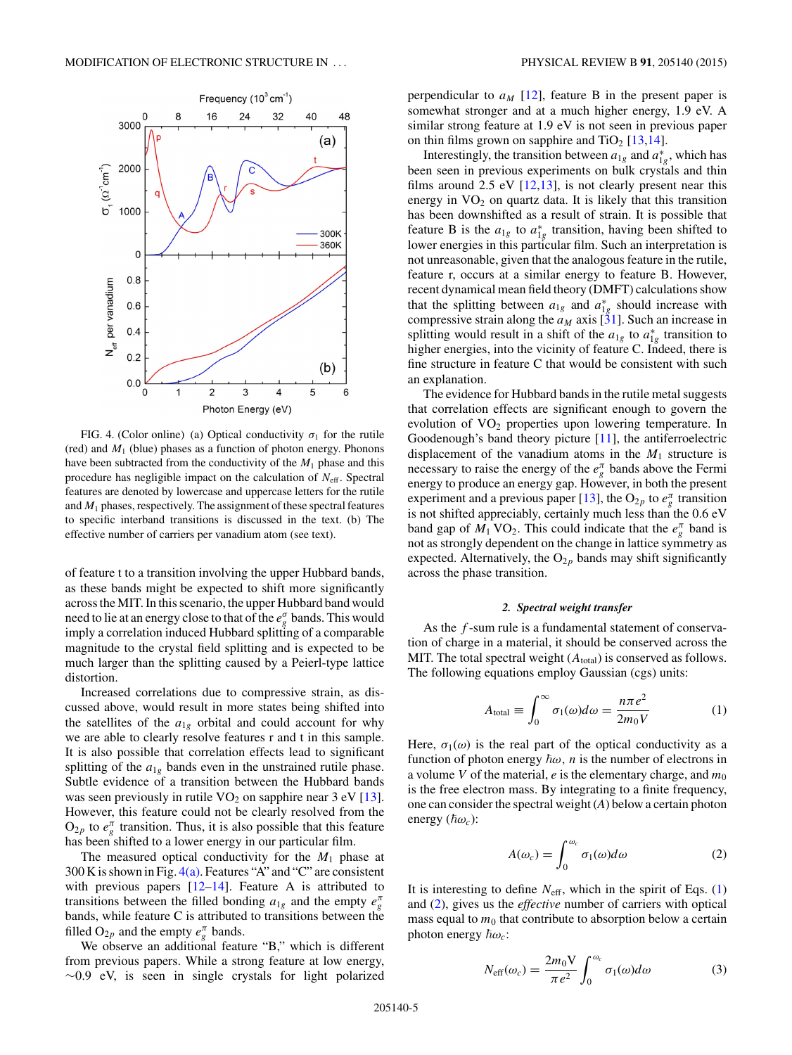FIG. 4. (Color online) (a) Optical conductivity $\sigma_1$ for the rutile (red) and $M_1$ (blue) phases as a function of photon energy. Phonons have been subtracted from the conductivity of the $M_1$ phase and this procedure has negligible impact on the calculation of $N_{\text{eff}}$. Spectral features are denoted by lowercase and uppercase letters for the rutile and $M_1$ phases, respectively. The assignment of these spectral features to specific interband transitions is discussed in the text. (b) The effective number of carriers per vanadium atom (see text).

of feature t to a transition involving the upper Hubbard bands, as these bands might be expected to shift more significantly across the MIT. In this scenario, the upper Hubbard band would need to lie at an energy close to that of the $e_g^\sigma$ bands. This would imply a correlation induced Hubbard splitting of a comparable magnitude to the crystal field splitting and is expected to be much larger than the splitting caused by a Peierl-type lattice distortion.

Increased correlations due to compressive strain, as discussed above, would result in more states being shifted into the satellites of the $a_{1g}$ orbital and could account for why we are able to clearly resolve features r and t in this sample. It is also possible that correlation effects lead to significant splitting of the $a_{1g}$ bands even in the unstrained rutile phase. Subtle evidence of a transition between the Hubbard bands was seen previously in rutile $VO_2$ on sapphire near 3 eV [13]. However, this feature could not be clearly resolved from the $O_{2p}$ to $e_g^\pi$ transition. Thus, it is also possible that this feature has been shifted to a lower energy in our particular film.

The measured optical conductivity for the $M_1$ phase at 300 K is shown in Fig. 4(a). Features "A" and "C" are consistent with previous papers [12–14]. Feature A is attributed to transitions between the filled bonding $a_{1g}$ and the empty $e_g^\pi$ bands, while feature C is attributed to transitions between the filled $O_{2p}$ and the empty $e_g^\pi$ bands.

We observe an additional feature "B," which is different from previous papers. While a strong feature at low energy, ~0.9 eV, is seen in single crystals for light polarized perpendicular to $a_M$ [12], feature B in the present paper is somewhat stronger and at a much higher energy, 1.9 eV. A similar strong feature at 1.9 eV is not seen in previous paper on thin films grown on sapphire and $TiO_2$ [13,14].

Interestingly, the transition between $a_{1g}$ and $a_{1g}^*$, which has been seen in previous experiments on bulk crystals and thin films around 2.5 eV [12,13], is not clearly present near this energy in $VO_2$ on quartz data. It is likely that this transition has been downshifted as a result of strain. It is possible that feature B is the $a_{1g}$ to $a_{1g}^*$ transition, having been shifted to lower energies in this particular film. Such an interpretation is not unreasonable, given that the analogous feature in the rutile, feature r, occurs at a similar energy to feature B. However, recent dynamical mean field theory (DMFT) calculations show that the splitting between $a_{1g}$ and $a_{1g}^*$ should increase with compressive strain along the $a_M$ axis [31]. Such an increase in splitting would result in a shift of the $a_{1g}$ to $a_{1g}^*$ transition to higher energies, into the vicinity of feature C. Indeed, there is fine structure in feature C that would be consistent with such an explanation.

The evidence for Hubbard bands in the rutile metal suggests that correlation effects are significant enough to govern the evolution of $VO_2$ properties upon lowering temperature. In Goodenough's band theory picture [11], the antiferroelectric displacement of the vanadium atoms in the $M_1$ structure is necessary to raise the energy of the $e_g^\pi$ bands above the Fermi energy to produce an energy gap. However, in both the present experiment and a previous paper [13], the $O_{2p}$ to $e_g^\pi$ transition is not shifted appreciably, certainly much less than the 0.6 eV band gap of $M_1$ $VO_2$. This could indicate that the $e_g^\pi$ band is not as strongly dependent on the change in lattice symmetry as expected. Alternatively, the $O_{2p}$ bands may shift significantly across the phase transition.

#### 2. Spectral weight transfer

As the $f$-sum rule is a fundamental statement of conservation of charge in a material, it should be conserved across the MIT. The total spectral weight ($A_{\text{total}}$) is conserved as follows. The following equations employ Gaussian (cgs) units:

$$A_{\text{total}} \equiv \int_0^\infty \sigma_1(\omega)d\omega = \frac{n\pi e^2}{2m_0 V} \tag{1}$$

Here, $\sigma_1(\omega)$ is the real part of the optical conductivity as a function of photon energy $\hbar\omega$, $n$ is the number of electrons in a volume $V$ of the material, $e$ is the elementary charge, and $m_0$ is the free electron mass. By integrating to a finite frequency, one can consider the spectral weight ($A$) below a certain photon energy ($\hbar\omega_c$):

$$A(\omega_c) = \int_0^{\omega_c} \sigma_1(\omega)d\omega \tag{2}$$

It is interesting to define $N_{\text{eff}}$, which in the spirit of Eqs. (1) and (2), gives us the *effective* number of carriers with optical mass equal to $m_0$ that contribute to absorption below a certain photon energy $\hbar\omega_c$:

$$N_{\text{eff}}(\omega_c) = \frac{2m_0 V}{\pi e^2}\int_0^{\omega_c} \sigma_1(\omega)d\omega \tag{3}$$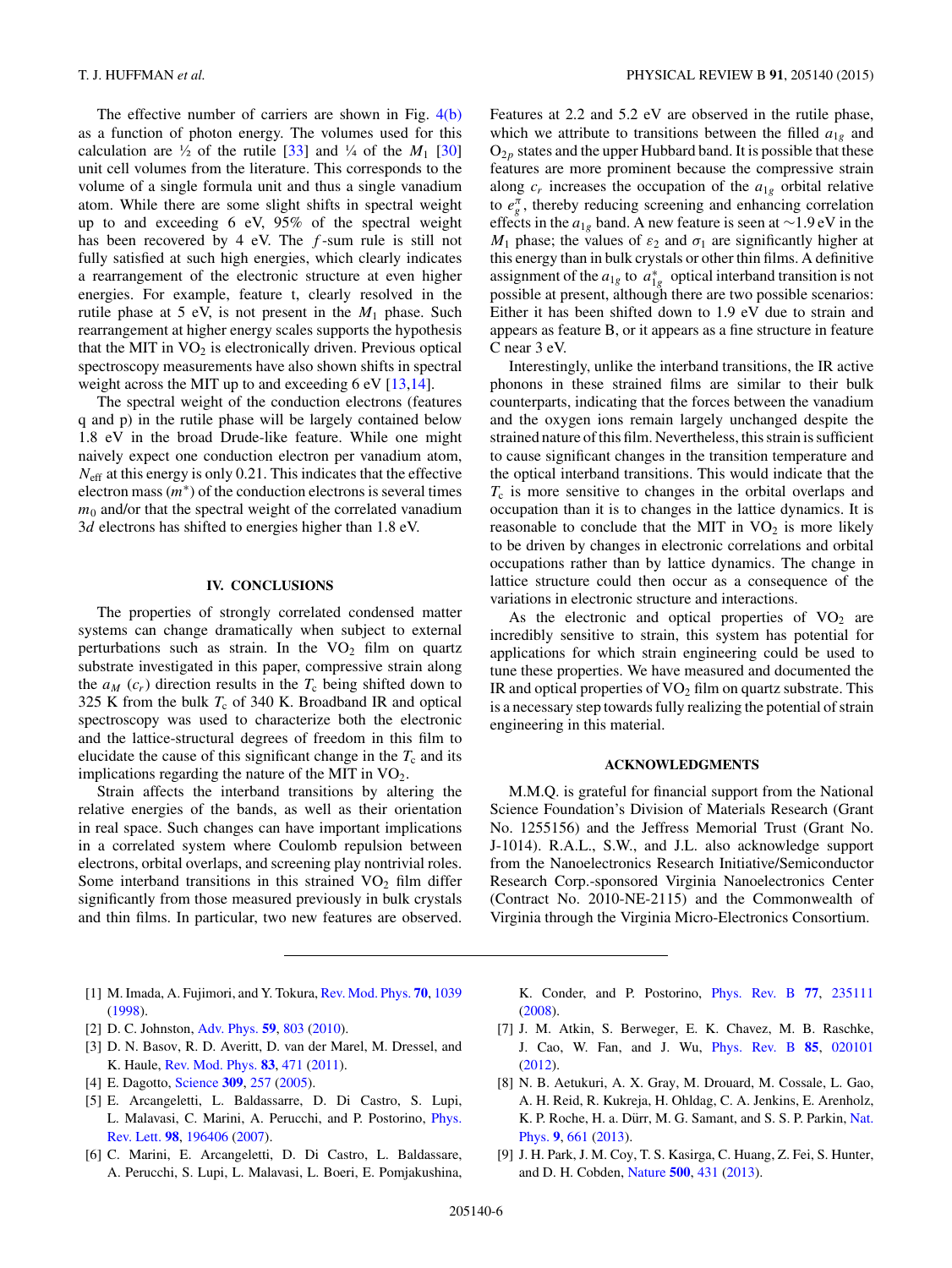The effective number of carriers are shown in Fig. 4(b) as a function of photon energy. The volumes used for this calculation are ½ of the rutile [33] and ¼ of the $M_1$ [30] unit cell volumes from the literature. This corresponds to the volume of a single formula unit and thus a single vanadium atom. While there are some slight shifts in spectral weight up to and exceeding 6 eV, 95% of the spectral weight has been recovered by 4 eV. The $f$-sum rule is still not fully satisfied at such high energies, which clearly indicates a rearrangement of the electronic structure at even higher energies. For example, feature t, clearly resolved in the rutile phase at 5 eV, is not present in the $M_1$ phase. Such rearrangement at higher energy scales supports the hypothesis that the MIT in $VO_2$ is electronically driven. Previous optical spectroscopy measurements have also shown shifts in spectral weight across the MIT up to and exceeding 6 eV [13,14].

The spectral weight of the conduction electrons (features q and p) in the rutile phase will be largely contained below 1.8 eV in the broad Drude-like feature. While one might naively expect one conduction electron per vanadium atom, $N_{\text{eff}}$ at this energy is only 0.21. This indicates that the effective electron mass ($m^*$) of the conduction electrons is several times $m_0$ and/or that the spectral weight of the correlated vanadium 3$d$ electrons has shifted to energies higher than 1.8 eV.

## IV. CONCLUSIONS

The properties of strongly correlated condensed matter systems can change dramatically when subject to external perturbations such as strain. In the $VO_2$ film on quartz substrate investigated in this paper, compressive strain along the $a_M$ ($c_r$) direction results in the $T_c$ being shifted down to 325 K from the bulk $T_c$ of 340 K. Broadband IR and optical spectroscopy was used to characterize both the electronic and the lattice-structural degrees of freedom in this film to elucidate the cause of this significant change in the $T_c$ and its implications regarding the nature of the MIT in $VO_2$.

Strain affects the interband transitions by altering the relative energies of the bands, as well as their orientation in real space. Such changes can have important implications in a correlated system where Coulomb repulsion between electrons, orbital overlaps, and screening play nontrivial roles. Some interband transitions in this strained $VO_2$ film differ significantly from those measured previously in bulk crystals and thin films. In particular, two new features are observed. Features at 2.2 and 5.2 eV are observed in the rutile phase, which we attribute to transitions between the filled $a_{1g}$ and $O_{2p}$ states and the upper Hubbard band. It is possible that these features are more prominent because the compressive strain along $c_r$ increases the occupation of the $a_{1g}$ orbital relative to $e_g^\pi$, thereby reducing screening and enhancing correlation effects in the $a_{1g}$ band. A new feature is seen at ~1.9 eV in the $M_1$ phase; the values of $\varepsilon_2$ and $\sigma_1$ are significantly higher at this energy than in bulk crystals or other thin films. A definitive assignment of the $a_{1g}$ to $a_{1g}^*$ optical interband transition is not possible at present, although there are two possible scenarios: Either it has been shifted down to 1.9 eV due to strain and appears as feature B, or it appears as a fine structure in feature C near 3 eV.

Interestingly, unlike the interband transitions, the IR active phonons in these strained films are similar to their bulk counterparts, indicating that the forces between the vanadium and the oxygen ions remain largely unchanged despite the strained nature of this film. Nevertheless, this strain is sufficient to cause significant changes in the transition temperature and the optical interband transitions. This would indicate that the $T_c$ is more sensitive to changes in the orbital overlaps and occupation than it is to changes in the lattice dynamics. It is reasonable to conclude that the MIT in $VO_2$ is more likely to be driven by changes in electronic correlations and orbital occupations rather than by lattice dynamics. The change in lattice structure could then occur as a consequence of the variations in electronic structure and interactions.

As the electronic and optical properties of $VO_2$ are incredibly sensitive to strain, this system has potential for applications for which strain engineering could be used to tune these properties. We have measured and documented the IR and optical properties of $VO_2$ film on quartz substrate. This is a necessary step towards fully realizing the potential of strain engineering in this material.

## ACKNOWLEDGMENTS

M.M.Q. is grateful for financial support from the National Science Foundation's Division of Materials Research (Grant No. 1255156) and the Jeffress Memorial Trust (Grant No. J-1014). R.A.L., S.W., and J.L. also acknowledge support from the Nanoelectronics Research Initiative/Semiconductor Research Corp.-sponsored Virginia Nanoelectronics Center (Contract No. 2010-NE-2115) and the Commonwealth of Virginia through the Virginia Micro-Electronics Consortium.

[1] M. Imada, A. Fujimori, and Y. Tokura, Rev. Mod. Phys. **70**, 1039 (1998).

[2] D. C. Johnston, Adv. Phys. **59**, 803 (2010).

[3] D. N. Basov, R. D. Averitt, D. van der Marel, M. Dressel, and K. Haule, Rev. Mod. Phys. **83**, 471 (2011).

[4] E. Dagotto, Science **309**, 257 (2005).

[5] E. Arcangeletti, L. Baldassarre, D. Di Castro, S. Lupi, L. Malavasi, C. Marini, A. Perucchi, and P. Postorino, Phys. Rev. Lett. **98**, 196406 (2007).

[6] C. Marini, E. Arcangeletti, D. Di Castro, L. Baldassare, A. Perucchi, S. Lupi, L. Malavasi, L. Boeri, E. Pomjakushina, K. Conder, and P. Postorino, Phys. Rev. B **77**, 235111 (2008).

[7] J. M. Atkin, S. Berweger, E. K. Chavez, M. B. Raschke, J. Cao, W. Fan, and J. Wu, Phys. Rev. B **85**, 020101 (2012).

[8] N. B. Aetukuri, A. X. Gray, M. Drouard, M. Cossale, L. Gao, A. H. Reid, R. Kukreja, H. Ohldag, C. A. Jenkins, E. Arenholz, K. P. Roche, H. a. Dürr, M. G. Samant, and S. S. P. Parkin, Nat. Phys. **9**, 661 (2013).

[9] J. H. Park, J. M. Coy, T. S. Kasirga, C. Huang, Z. Fei, S. Hunter, and D. H. Cobden, Nature **500**, 431 (2013).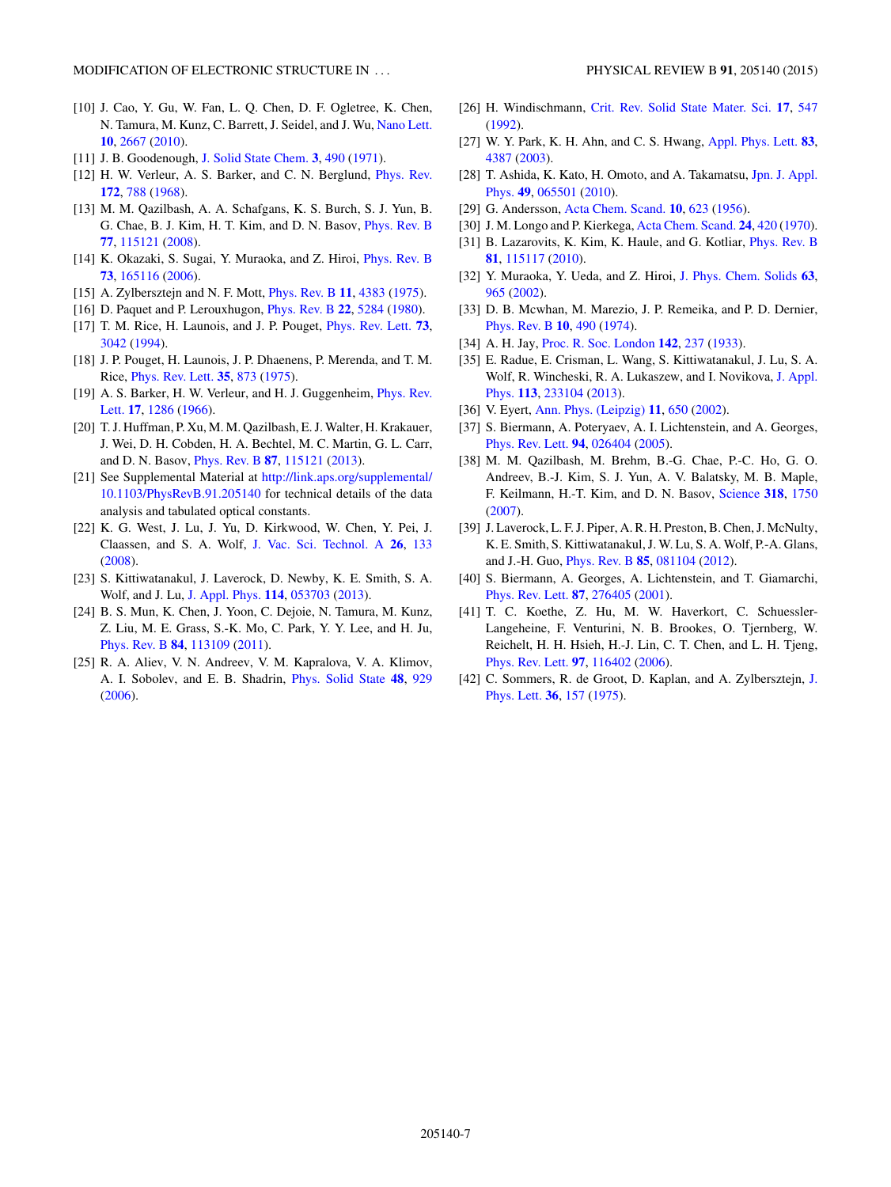[10] J. Cao, Y. Gu, W. Fan, L. Q. Chen, D. F. Ogletree, K. Chen, N. Tamura, M. Kunz, C. Barrett, J. Seidel, and J. Wu, Nano Lett. **10**, 2667 (2010).

[11] J. B. Goodenough, J. Solid State Chem. **3**, 490 (1971).

[12] H. W. Verleur, A. S. Barker, and C. N. Berglund, Phys. Rev. **172**, 788 (1968).

[13] M. M. Qazilbash, A. A. Schafgans, K. S. Burch, S. J. Yun, B. G. Chae, B. J. Kim, H. T. Kim, and D. N. Basov, Phys. Rev. B **77**, 115121 (2008).

[14] K. Okazaki, S. Sugai, Y. Muraoka, and Z. Hiroi, Phys. Rev. B **73**, 165116 (2006).

[15] A. Zylbersztejn and N. F. Mott, Phys. Rev. B **11**, 4383 (1975).

[16] D. Paquet and P. Lerouxhugon, Phys. Rev. B **22**, 5284 (1980).

[17] T. M. Rice, H. Launois, and J. P. Pouget, Phys. Rev. Lett. **73**, 3042 (1994).

[18] J. P. Pouget, H. Launois, J. P. Dhaenens, P. Merenda, and T. M. Rice, Phys. Rev. Lett. **35**, 873 (1975).

[19] A. S. Barker, H. W. Verleur, and H. J. Guggenheim, Phys. Rev. Lett. **17**, 1286 (1966).

[20] T. J. Huffman, P. Xu, M. M. Qazilbash, E. J. Walter, H. Krakauer, J. Wei, D. H. Cobden, H. A. Bechtel, M. C. Martin, G. L. Carr, and D. N. Basov, Phys. Rev. B **87**, 115121 (2013).

[21] See Supplemental Material at http://link.aps.org/supplemental/10.1103/PhysRevB.91.205140 for technical details of the data analysis and tabulated optical constants.

[22] K. G. West, J. Lu, J. Yu, D. Kirkwood, W. Chen, Y. Pei, J. Claassen, and S. A. Wolf, J. Vac. Sci. Technol. A **26**, 133 (2008).

[23] S. Kittiwatanakul, J. Laverock, D. Newby, K. E. Smith, S. A. Wolf, and J. Lu, J. Appl. Phys. **114**, 053703 (2013).

[24] B. S. Mun, K. Chen, J. Yoon, C. Dejoie, N. Tamura, M. Kunz, Z. Liu, M. E. Grass, S.-K. Mo, C. Park, Y. Y. Lee, and H. Ju, Phys. Rev. B **84**, 113109 (2011).

[25] R. A. Aliev, V. N. Andreev, V. M. Kapralova, V. A. Klimov, A. I. Sobolev, and E. B. Shadrin, Phys. Solid State **48**, 929 (2006).

[26] H. Windischmann, Crit. Rev. Solid State Mater. Sci. **17**, 547 (1992).

[27] W. Y. Park, K. H. Ahn, and C. S. Hwang, Appl. Phys. Lett. **83**, 4387 (2003).

[28] T. Ashida, K. Kato, H. Omoto, and A. Takamatsu, Jpn. J. Appl. Phys. **49**, 065501 (2010).

[29] G. Andersson, Acta Chem. Scand. **10**, 623 (1956).

[30] J. M. Longo and P. Kierkega, Acta Chem. Scand. **24**, 420 (1970).

[31] B. Lazarovits, K. Kim, K. Haule, and G. Kotliar, Phys. Rev. B **81**, 115117 (2010).

[32] Y. Muraoka, Y. Ueda, and Z. Hiroi, J. Phys. Chem. Solids **63**, 965 (2002).

[33] D. B. Mcwhan, M. Marezio, J. P. Remeika, and P. D. Dernier, Phys. Rev. B **10**, 490 (1974).

[34] A. H. Jay, Proc. R. Soc. London **142**, 237 (1933).

[35] E. Radue, E. Crisman, L. Wang, S. Kittiwatanakul, J. Lu, S. A. Wolf, R. Wincheski, R. A. Lukaszew, and I. Novikova, J. Appl. Phys. **113**, 233104 (2013).

[36] V. Eyert, Ann. Phys. (Leipzig) **11**, 650 (2002).

[37] S. Biermann, A. Poteryaev, A. I. Lichtenstein, and A. Georges, Phys. Rev. Lett. **94**, 026404 (2005).

[38] M. M. Qazilbash, M. Brehm, B.-G. Chae, P.-C. Ho, G. O. Andreev, B.-J. Kim, S. J. Yun, A. V. Balatsky, M. B. Maple, F. Keilmann, H.-T. Kim, and D. N. Basov, Science **318**, 1750 (2007).

[39] J. Laverock, L. F. J. Piper, A. R. H. Preston, B. Chen, J. McNulty, K. E. Smith, S. Kittiwatanakul, J. W. Lu, S. A. Wolf, P.-A. Glans, and J.-H. Guo, Phys. Rev. B **85**, 081104 (2012).

[40] S. Biermann, A. Georges, A. Lichtenstein, and T. Giamarchi, Phys. Rev. Lett. **87**, 276405 (2001).

[41] T. C. Koethe, Z. Hu, M. W. Haverkort, C. Schuessler-Langeheine, F. Venturini, N. B. Brookes, O. Tjernberg, W. Reichelt, H. H. Hsieh, H.-J. Lin, C. T. Chen, and L. H. Tjeng, Phys. Rev. Lett. **97**, 116402 (2006).

[42] C. Sommers, R. de Groot, D. Kaplan, and A. Zylbersztejn, J. Phys. Lett. **36**, 157 (1975).